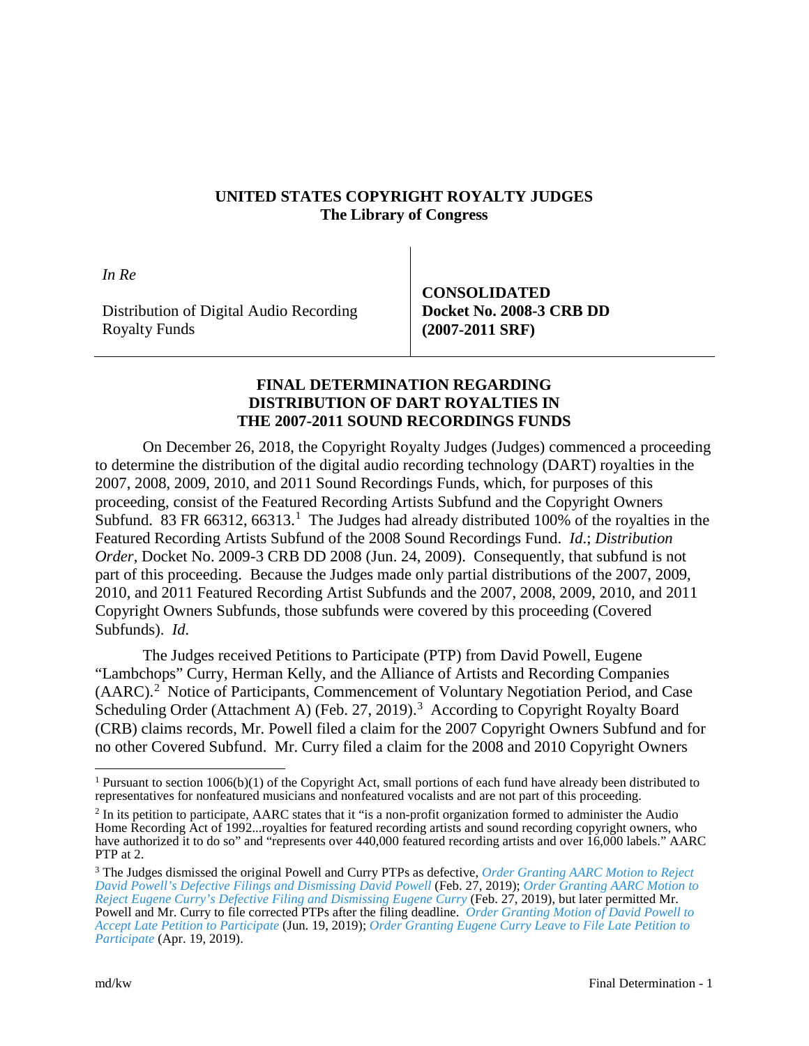**UNITED STATES COPYRIGHT ROYALTY JUDGES**
**The Library of Congress**

| | |
|---|---|
| *In Re*<br><br>Distribution of Digital Audio Recording Royalty Funds | **CONSOLIDATED**<br>**Docket No. 2008-3 CRB DD**<br>**(2007-2011 SRF)** |

## FINAL DETERMINATION REGARDING DISTRIBUTION OF DART ROYALTIES IN THE 2007-2011 SOUND RECORDINGS FUNDS

On December 26, 2018, the Copyright Royalty Judges (Judges) commenced a proceeding to determine the distribution of the digital audio recording technology (DART) royalties in the 2007, 2008, 2009, 2010, and 2011 Sound Recordings Funds, which, for purposes of this proceeding, consist of the Featured Recording Artists Subfund and the Copyright Owners Subfund. 83 FR 66312, 66313.[1] The Judges had already distributed 100% of the royalties in the Featured Recording Artists Subfund of the 2008 Sound Recordings Fund. *Id*.; *Distribution Order*, Docket No. 2009-3 CRB DD 2008 (Jun. 24, 2009). Consequently, that subfund is not part of this proceeding. Because the Judges made only partial distributions of the 2007, 2009, 2010, and 2011 Featured Recording Artist Subfunds and the 2007, 2008, 2009, 2010, and 2011 Copyright Owners Subfunds, those subfunds were covered by this proceeding (Covered Subfunds). *Id*.

The Judges received Petitions to Participate (PTP) from David Powell, Eugene "Lambchops" Curry, Herman Kelly, and the Alliance of Artists and Recording Companies (AARC).[2] Notice of Participants, Commencement of Voluntary Negotiation Period, and Case Scheduling Order (Attachment A) (Feb. 27, 2019).[3] According to Copyright Royalty Board (CRB) claims records, Mr. Powell filed a claim for the 2007 Copyright Owners Subfund and for no other Covered Subfund. Mr. Curry filed a claim for the 2008 and 2010 Copyright Owners

---

[1] Pursuant to section 1006(b)(1) of the Copyright Act, small portions of each fund have already been distributed to representatives for nonfeatured musicians and nonfeatured vocalists and are not part of this proceeding.

[2] In its petition to participate, AARC states that it "is a non-profit organization formed to administer the Audio Home Recording Act of 1992...royalties for featured recording artists and sound recording copyright owners, who have authorized it to do so" and "represents over 440,000 featured recording artists and over 16,000 labels." AARC PTP at 2.

[3] The Judges dismissed the original Powell and Curry PTPs as defective, *Order Granting AARC Motion to Reject David Powell's Defective Filings and Dismissing David Powell* (Feb. 27, 2019); *Order Granting AARC Motion to Reject Eugene Curry's Defective Filing and Dismissing Eugene Curry* (Feb. 27, 2019), but later permitted Mr. Powell and Mr. Curry to file corrected PTPs after the filing deadline. *Order Granting Motion of David Powell to Accept Late Petition to Participate* (Jun. 19, 2019); *Order Granting Eugene Curry Leave to File Late Petition to Participate* (Apr. 19, 2019).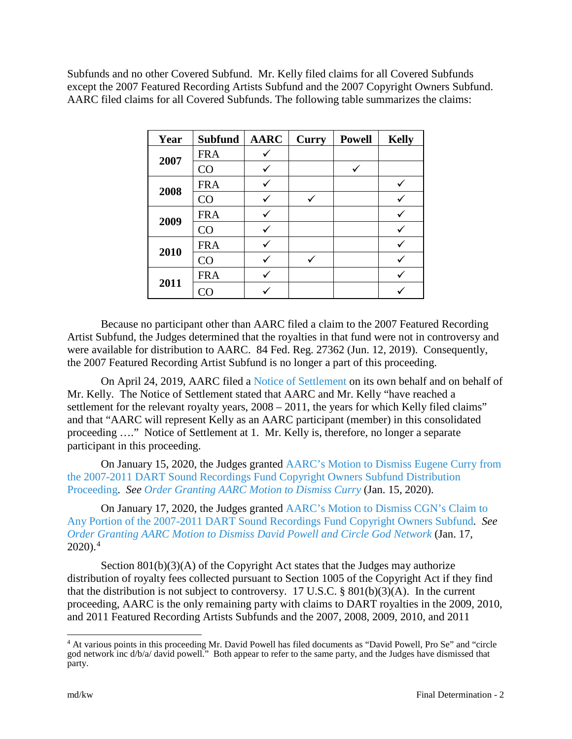Subfunds and no other Covered Subfund. Mr. Kelly filed claims for all Covered Subfunds except the 2007 Featured Recording Artists Subfund and the 2007 Copyright Owners Subfund. AARC filed claims for all Covered Subfunds. The following table summarizes the claims:

| Year | Subfund | AARC | Curry | Powell | Kelly |
|---|---|---|---|---|---|
| **2007** | FRA | ✓ | | | |
| | CO | ✓ | | ✓ | |
| **2008** | FRA | ✓ | | | ✓ |
| | CO | ✓ | ✓ | | ✓ |
| **2009** | FRA | ✓ | | | ✓ |
| | CO | ✓ | | | ✓ |
| **2010** | FRA | ✓ | | | ✓ |
| | CO | ✓ | ✓ | | ✓ |
| **2011** | FRA | ✓ | | | ✓ |
| | CO | ✓ | | | ✓ |

Because no participant other than AARC filed a claim to the 2007 Featured Recording Artist Subfund, the Judges determined that the royalties in that fund were not in controversy and were available for distribution to AARC. 84 Fed. Reg. 27362 (Jun. 12, 2019). Consequently, the 2007 Featured Recording Artist Subfund is no longer a part of this proceeding.

On April 24, 2019, AARC filed a Notice of Settlement on its own behalf and on behalf of Mr. Kelly. The Notice of Settlement stated that AARC and Mr. Kelly "have reached a settlement for the relevant royalty years, 2008 – 2011, the years for which Kelly filed claims" and that "AARC will represent Kelly as an AARC participant (member) in this consolidated proceeding …." Notice of Settlement at 1. Mr. Kelly is, therefore, no longer a separate participant in this proceeding.

On January 15, 2020, the Judges granted AARC's Motion to Dismiss Eugene Curry from the 2007-2011 DART Sound Recordings Fund Copyright Owners Subfund Distribution Proceeding. *See Order Granting AARC Motion to Dismiss Curry* (Jan. 15, 2020).

On January 17, 2020, the Judges granted AARC's Motion to Dismiss CGN's Claim to Any Portion of the 2007-2011 DART Sound Recordings Fund Copyright Owners Subfund. *See Order Granting AARC Motion to Dismiss David Powell and Circle God Network* (Jan. 17, 2020).[4]

Section 801(b)(3)(A) of the Copyright Act states that the Judges may authorize distribution of royalty fees collected pursuant to Section 1005 of the Copyright Act if they find that the distribution is not subject to controversy. 17 U.S.C. § 801(b)(3)(A). In the current proceeding, AARC is the only remaining party with claims to DART royalties in the 2009, 2010, and 2011 Featured Recording Artists Subfunds and the 2007, 2008, 2009, 2010, and 2011

[4] At various points in this proceeding Mr. David Powell has filed documents as "David Powell, Pro Se" and "circle god network inc d/b/a/ david powell." Both appear to refer to the same party, and the Judges have dismissed that party.

md/kw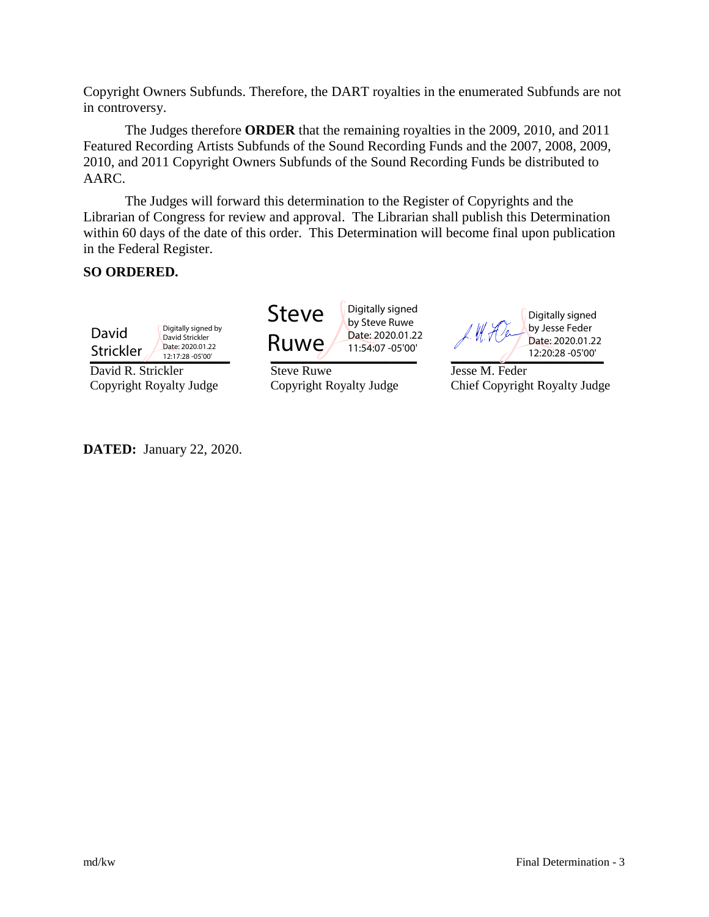Copyright Owners Subfunds. Therefore, the DART royalties in the enumerated Subfunds are not in controversy.

The Judges therefore **ORDER** that the remaining royalties in the 2009, 2010, and 2011 Featured Recording Artists Subfunds of the Sound Recording Funds and the 2007, 2008, 2009, 2010, and 2011 Copyright Owners Subfunds of the Sound Recording Funds be distributed to AARC.

The Judges will forward this determination to the Register of Copyrights and the Librarian of Congress for review and approval. The Librarian shall publish this Determination within 60 days of the date of this order. This Determination will become final upon publication in the Federal Register.

**SO ORDERED.**

| | | |
|---|---|---|
| David Strickler Digitally signed by David Strickler Date: 2020.01.22 12:17:28 -05'00' | Steve Ruwe Digitally signed by Steve Ruwe Date: 2020.01.22 11:54:07 -05'00' | Digitally signed by Jesse Feder Date: 2020.01.22 12:20:28 -05'00' |
| David R. Strickler | Steve Ruwe | Jesse M. Feder |
| Copyright Royalty Judge | Copyright Royalty Judge | Chief Copyright Royalty Judge |

**DATED:** January 22, 2020.

md/kw